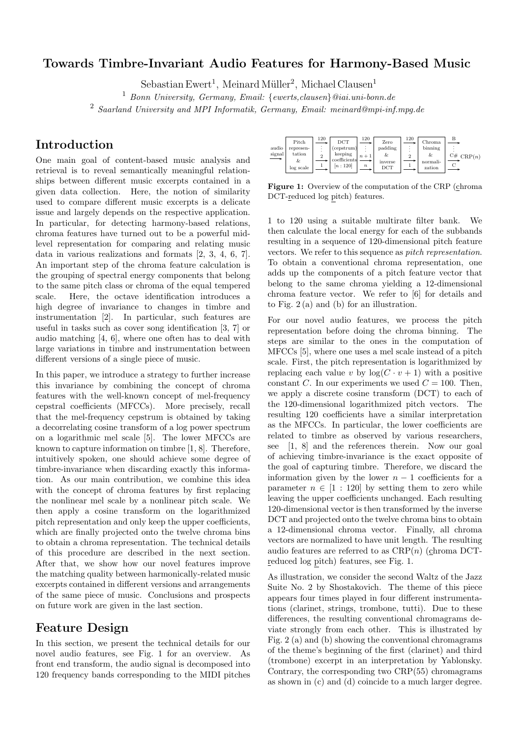# Towards Timbre-Invariant Audio Features for Harmony-Based Music

Sebastian Ewert[1], Meinard Müller[2], Michael Clausen[1]

[1] *Bonn University, Germany, Email: {ewerts,clausen}@iai.uni-bonn.de*

[2] *Saarland University and MPI Informatik, Germany, Email: meinard@mpi-inf.mpg.de*

## Introduction

One main goal of content-based music analysis and retrieval is to reveal semantically meaningful relationships between different music excerpts contained in a given data collection. Here, the notion of similarity used to compare different music excerpts is a delicate issue and largely depends on the respective application. In particular, for detecting harmony-based relations, chroma features have turned out to be a powerful mid-level representation for comparing and relating music data in various realizations and formats [2, 3, 4, 6, 7]. An important step of the chroma feature calculation is the grouping of spectral energy components that belong to the same pitch class or chroma of the equal tempered scale. Here, the octave identification introduces a high degree of invariance to changes in timbre and instrumentation [2]. In particular, such features are useful in tasks such as cover song identification [3, 7] or audio matching [4, 6], where one often has to deal with large variations in timbre and instrumentation between different versions of a single piece of music.

In this paper, we introduce a strategy to further increase this invariance by combining the concept of chroma features with the well-known concept of mel-frequency cepstral coefficients (MFCCs). More precisely, recall that the mel-frequency cepstrum is obtained by taking a decorrelating cosine transform of a log power spectrum on a logarithmic mel scale [5]. The lower MFCCs are known to capture information on timbre [1, 8]. Therefore, intuitively spoken, one should achieve some degree of timbre-invariance when discarding exactly this information. As our main contribution, we combine this idea with the concept of chroma features by first replacing the nonlinear mel scale by a nonlinear pitch scale. We then apply a cosine transform on the logarithmized pitch representation and only keep the upper coefficients, which are finally projected onto the twelve chroma bins to obtain a chroma representation. The technical details of this procedure are described in the next section. After that, we show how our novel features improve the matching quality between harmonically-related music excerpts contained in different versions and arrangements of the same piece of music. Conclusions and prospects on future work are given in the last section.

## Feature Design

In this section, we present the technical details for our novel audio features, see Fig. 1 for an overview. As front end transform, the audio signal is decomposed into 120 frequency bands corresponding to the MIDI pitches 1 to 120 using a suitable multirate filter bank. We then calculate the local energy for each of the subbands resulting in a sequence of 120-dimensional pitch feature vectors. We refer to this sequence as *pitch representation*. To obtain a conventional chroma representation, one adds up the components of a pitch feature vector that belong to the same chroma yielding a 12-dimensional chroma feature vector. We refer to [6] for details and to Fig. 2 (a) and (b) for an illustration.

**Figure 1:** Overview of the computation of the CRP (chroma DCT-reduced log pitch) features.

For our novel audio features, we process the pitch representation before doing the chroma binning. The steps are similar to the ones in the computation of MFCCs [5], where one uses a mel scale instead of a pitch scale. First, the pitch representation is logarithmized by replacing each value $v$ by $\log(C \cdot v + 1)$ with a positive constant $C$. In our experiments we used $C = 100$. Then, we apply a discrete cosine transform (DCT) to each of the 120-dimensional logarithmized pitch vectors. The resulting 120 coefficients have a similar interpretation as the MFCCs. In particular, the lower coefficients are related to timbre as observed by various researchers, see [1, 8] and the references therein. Now our goal of achieving timbre-invariance is the exact opposite of the goal of capturing timbre. Therefore, we discard the information given by the lower $n - 1$ coefficients for a parameter $n \in [1 : 120]$ by setting them to zero while leaving the upper coefficients unchanged. Each resulting 120-dimensional vector is then transformed by the inverse DCT and projected onto the twelve chroma bins to obtain a 12-dimensional chroma vector. Finally, all chroma vectors are normalized to have unit length. The resulting audio features are referred to as CRP($n$) (chroma DCT-reduced log pitch) features, see Fig. 1.

As illustration, we consider the second Waltz of the Jazz Suite No. 2 by Shostakovich. The theme of this piece appears four times played in four different instrumentations (clarinet, strings, trombone, tutti). Due to these differences, the resulting conventional chromagrams deviate strongly from each other. This is illustrated by Fig. 2 (a) and (b) showing the conventional chromagrams of the theme's beginning of the first (clarinet) and third (trombone) excerpt in an interpretation by Yablonsky. Contrary, the corresponding two CRP(55) chromagrams as shown in (c) and (d) coincide to a much larger degree.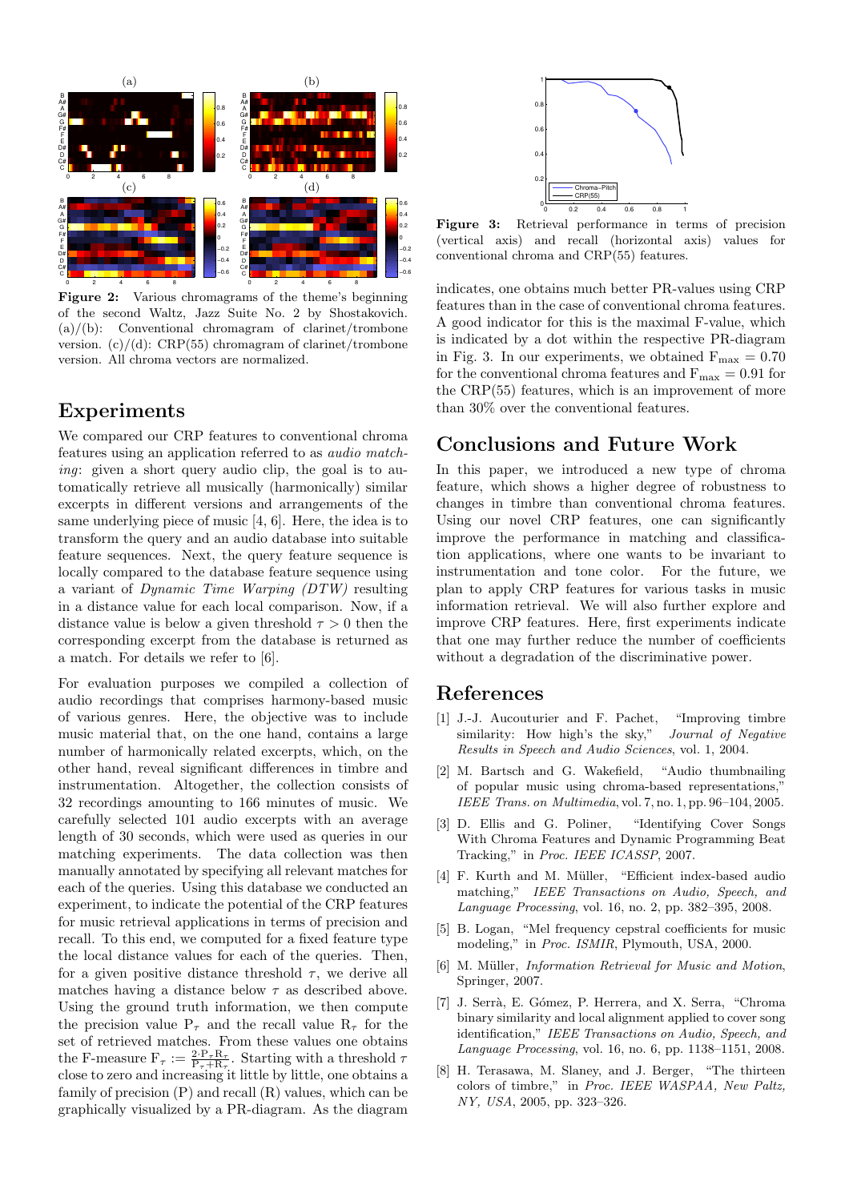(a)

B
A#
A
G#
G
F#
F
E
D#
D
C#
C

0 2 4 6 8

0.8
0.6
0.4
0.2

(b)

B
A#
A
G#
G
F#
F
E
D#
D
C#
C

0 2 4 6 8

0.8
0.6
0.4
0.2

(c)

B
A#
A
G#
G
F#
F
E
D#
D
C#
C

0 2 4 6 8

0.6
0.4
0.2
0
−0.2
−0.4
−0.6

(d)

B
A#
A
G#
G
F#
F
E
D#
D
C#
C

0 2 4 6 8

0.6
0.4
0.2
0
−0.2
−0.4
−0.6

**Figure 2:** Various chromagrams of the theme's beginning of the second Waltz, Jazz Suite No. 2 by Shostakovich. (a)/(b): Conventional chromagram of clarinet/trombone version. (c)/(d): CRP(55) chromagram of clarinet/trombone version. All chroma vectors are normalized.

## Experiments

We compared our CRP features to conventional chroma features using an application referred to as *audio matching*: given a short query audio clip, the goal is to automatically retrieve all musically (harmonically) similar excerpts in different versions and arrangements of the same underlying piece of music [4, 6]. Here, the idea is to transform the query and an audio database into suitable feature sequences. Next, the query feature sequence is locally compared to the database feature sequence using a variant of *Dynamic Time Warping (DTW)* resulting in a distance value for each local comparison. Now, if a distance value is below a given threshold $\tau > 0$ then the corresponding excerpt from the database is returned as a match. For details we refer to [6].

For evaluation purposes we compiled a collection of audio recordings that comprises harmony-based music of various genres. Here, the objective was to include music material that, on the one hand, contains a large number of harmonically related excerpts, which, on the other hand, reveal significant differences in timbre and instrumentation. Altogether, the collection consists of 32 recordings amounting to 166 minutes of music. We carefully selected 101 audio excerpts with an average length of 30 seconds, which were used as queries in our matching experiments. The data collection was then manually annotated by specifying all relevant matches for each of the queries. Using this database we conducted an experiment, to indicate the potential of the CRP features for music retrieval applications in terms of precision and recall. To this end, we computed for a fixed feature type the local distance values for each of the queries. Then, for a given positive distance threshold $\tau$, we derive all matches having a distance below $\tau$ as described above. Using the ground truth information, we then compute the precision value $P_\tau$ and the recall value $R_\tau$ for the set of retrieved matches. From these values one obtains the F-measure $F_\tau := \frac{2 \cdot P_\tau R_\tau}{P_\tau + R_\tau}$. Starting with a threshold $\tau$ close to zero and increasing it little by little, one obtains a family of precision (P) and recall (R) values, which can be graphically visualized by a PR-diagram. As the diagram indicates, one obtains much better PR-values using CRP features than in the case of conventional chroma features. A good indicator for this is the maximal F-value, which is indicated by a dot within the respective PR-diagram in Fig. 3. In our experiments, we obtained $F_{max} = 0.70$ for the conventional chroma features and $F_{max} = 0.91$ for the CRP(55) features, which is an improvement of more than 30% over the conventional features.

1
0.8
0.6
0.4
0.2
0

0 0.2 0.4 0.6 0.8 1

Chroma−Pitch
CRP(55)

**Figure 3:** Retrieval performance in terms of precision (vertical axis) and recall (horizontal axis) values for conventional chroma and CRP(55) features.

## Conclusions and Future Work

In this paper, we introduced a new type of chroma feature, which shows a higher degree of robustness to changes in timbre than conventional chroma features. Using our novel CRP features, one can significantly improve the performance in matching and classification applications, where one wants to be invariant to instrumentation and tone color. For the future, we plan to apply CRP features for various tasks in music information retrieval. We will also further explore and improve CRP features. Here, first experiments indicate that one may further reduce the number of coefficients without a degradation of the discriminative power.

## References

[1] J.-J. Aucouturier and F. Pachet, "Improving timbre similarity: How high's the sky," *Journal of Negative Results in Speech and Audio Sciences*, vol. 1, 2004.

[2] M. Bartsch and G. Wakefield, "Audio thumbnailing of popular music using chroma-based representations," *IEEE Trans. on Multimedia*, vol. 7, no. 1, pp. 96–104, 2005.

[3] D. Ellis and G. Poliner, "Identifying Cover Songs With Chroma Features and Dynamic Programming Beat Tracking," in *Proc. IEEE ICASSP*, 2007.

[4] F. Kurth and M. Müller, "Efficient index-based audio matching," *IEEE Transactions on Audio, Speech, and Language Processing*, vol. 16, no. 2, pp. 382–395, 2008.

[5] B. Logan, "Mel frequency cepstral coefficients for music modeling," in *Proc. ISMIR*, Plymouth, USA, 2000.

[6] M. Müller, *Information Retrieval for Music and Motion*, Springer, 2007.

[7] J. Serrà, E. Gómez, P. Herrera, and X. Serra, "Chroma binary similarity and local alignment applied to cover song identification," *IEEE Transactions on Audio, Speech, and Language Processing*, vol. 16, no. 6, pp. 1138–1151, 2008.

[8] H. Terasawa, M. Slaney, and J. Berger, "The thirteen colors of timbre," in *Proc. IEEE WASPAA, New Paltz, NY, USA*, 2005, pp. 323–326.